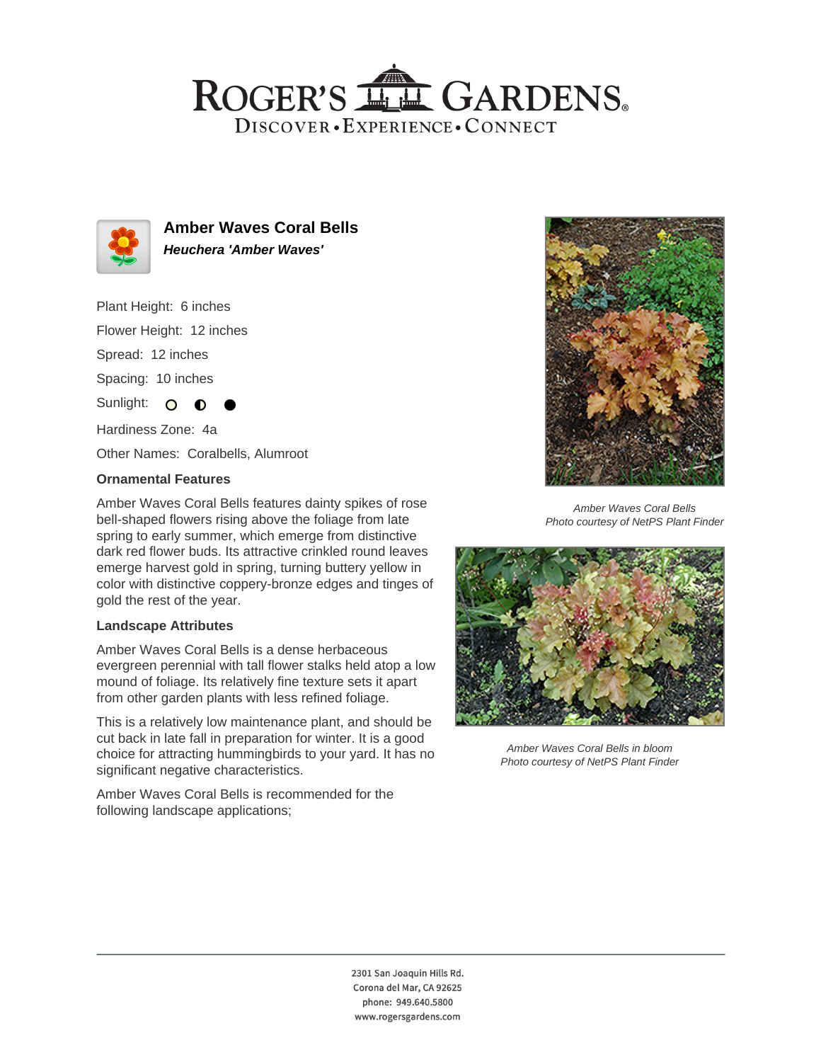# Amber Waves Coral Bells

***Heuchera 'Amber Waves'***

Plant Height: 6 inches

Flower Height: 12 inches

Spread: 12 inches

Spacing: 10 inches

Sunlight: ○ ◐ ●

Hardiness Zone: 4a

Other Names: Coralbells, Alumroot

### Ornamental Features

Amber Waves Coral Bells features dainty spikes of rose bell-shaped flowers rising above the foliage from late spring to early summer, which emerge from distinctive dark red flower buds. Its attractive crinkled round leaves emerge harvest gold in spring, turning buttery yellow in color with distinctive coppery-bronze edges and tinges of gold the rest of the year.

### Landscape Attributes

Amber Waves Coral Bells is a dense herbaceous evergreen perennial with tall flower stalks held atop a low mound of foliage. Its relatively fine texture sets it apart from other garden plants with less refined foliage.

This is a relatively low maintenance plant, and should be cut back in late fall in preparation for winter. It is a good choice for attracting hummingbirds to your yard. It has no significant negative characteristics.

Amber Waves Coral Bells is recommended for the following landscape applications;

*Amber Waves Coral Bells*
*Photo courtesy of NetPS Plant Finder*

*Amber Waves Coral Bells in bloom*
*Photo courtesy of NetPS Plant Finder*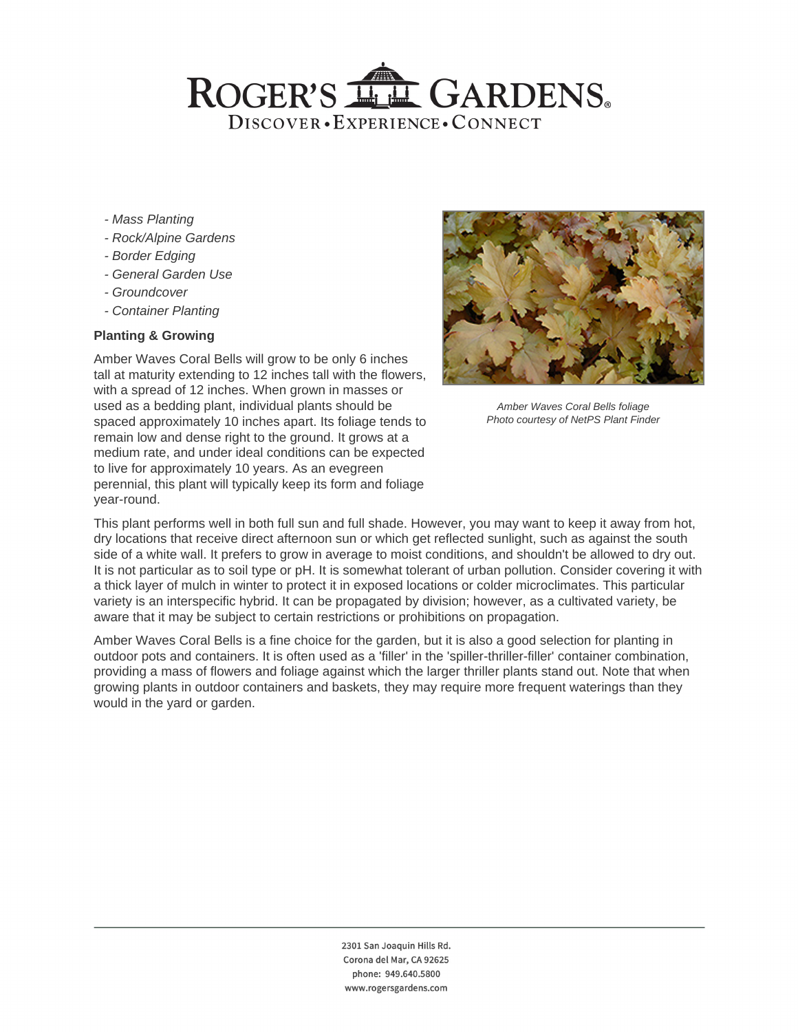- *Mass Planting*
- *Rock/Alpine Gardens*
- *Border Edging*
- *General Garden Use*
- *Groundcover*
- *Container Planting*

**Planting & Growing**

Amber Waves Coral Bells will grow to be only 6 inches tall at maturity extending to 12 inches tall with the flowers, with a spread of 12 inches. When grown in masses or used as a bedding plant, individual plants should be spaced approximately 10 inches apart. Its foliage tends to remain low and dense right to the ground. It grows at a medium rate, and under ideal conditions can be expected to live for approximately 10 years. As an evegreen perennial, this plant will typically keep its form and foliage year-round.

*Amber Waves Coral Bells foliage*
*Photo courtesy of NetPS Plant Finder*

This plant performs well in both full sun and full shade. However, you may want to keep it away from hot, dry locations that receive direct afternoon sun or which get reflected sunlight, such as against the south side of a white wall. It prefers to grow in average to moist conditions, and shouldn't be allowed to dry out. It is not particular as to soil type or pH. It is somewhat tolerant of urban pollution. Consider covering it with a thick layer of mulch in winter to protect it in exposed locations or colder microclimates. This particular variety is an interspecific hybrid. It can be propagated by division; however, as a cultivated variety, be aware that it may be subject to certain restrictions or prohibitions on propagation.

Amber Waves Coral Bells is a fine choice for the garden, but it is also a good selection for planting in outdoor pots and containers. It is often used as a 'filler' in the 'spiller-thriller-filler' container combination, providing a mass of flowers and foliage against which the larger thriller plants stand out. Note that when growing plants in outdoor containers and baskets, they may require more frequent waterings than they would in the yard or garden.